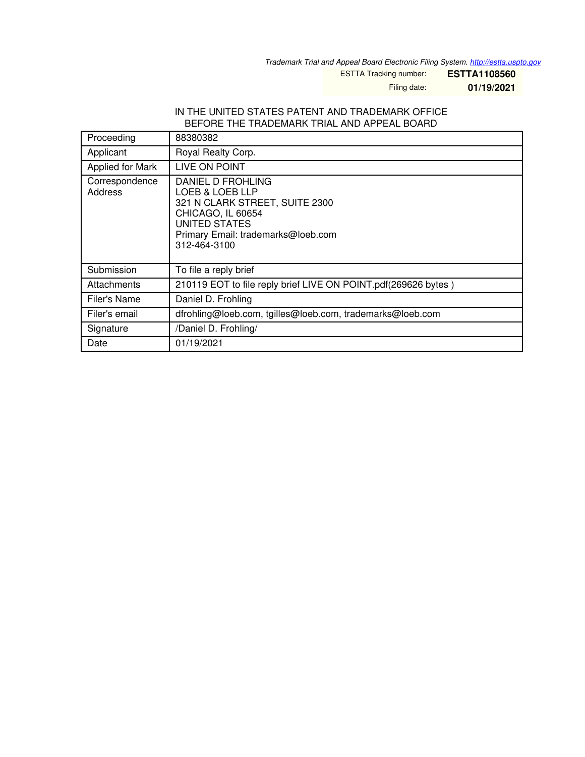*Trademark Trial and Appeal Board Electronic Filing System. http://estta.uspto.gov*

ESTTA Tracking number: **ESTTA1108560**

Filing date: **01/19/2021**

IN THE UNITED STATES PATENT AND TRADEMARK OFFICE
BEFORE THE TRADEMARK TRIAL AND APPEAL BOARD

| | |
|---|---|
| Proceeding | 88380382 |
| Applicant | Royal Realty Corp. |
| Applied for Mark | LIVE ON POINT |
| Correspondence Address | DANIEL D FROHLING<br>LOEB & LOEB LLP<br>321 N CLARK STREET, SUITE 2300<br>CHICAGO, IL 60654<br>UNITED STATES<br>Primary Email: trademarks@loeb.com<br>312-464-3100 |
| Submission | To file a reply brief |
| Attachments | 210119 EOT to file reply brief LIVE ON POINT.pdf(269626 bytes ) |
| Filer's Name | Daniel D. Frohling |
| Filer's email | dfrohling@loeb.com, tgilles@loeb.com, trademarks@loeb.com |
| Signature | /Daniel D. Frohling/ |
| Date | 01/19/2021 |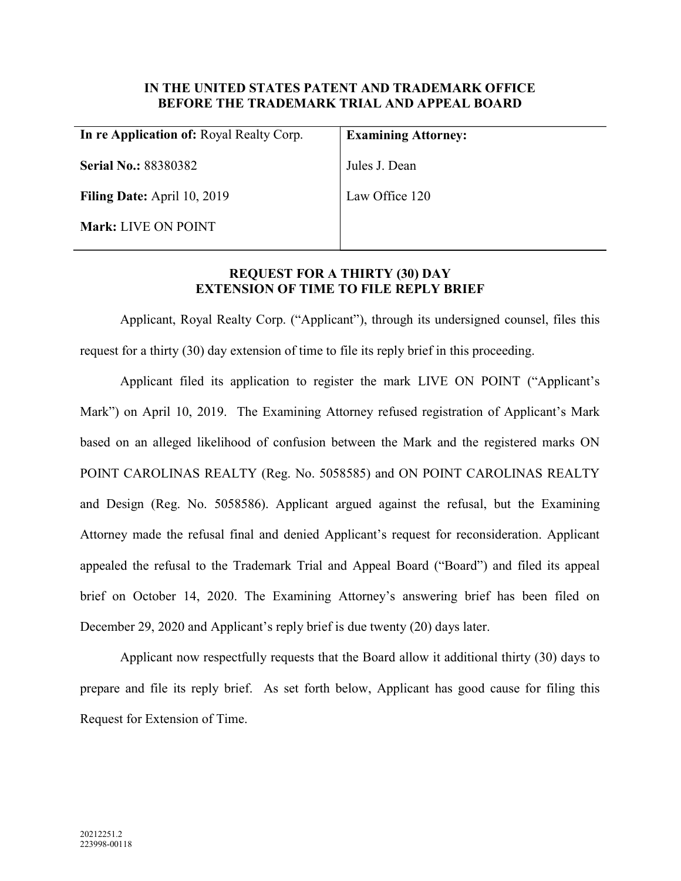**IN THE UNITED STATES PATENT AND TRADEMARK OFFICE**
**BEFORE THE TRADEMARK TRIAL AND APPEAL BOARD**

| **In re Application of:** Royal Realty Corp. | **Examining Attorney:** |
| --- | --- |
| **Serial No.:** 88380382 | Jules J. Dean |
| **Filing Date:** April 10, 2019 | Law Office 120 |
| **Mark:** LIVE ON POINT | |

**REQUEST FOR A THIRTY (30) DAY**
**EXTENSION OF TIME TO FILE REPLY BRIEF**

Applicant, Royal Realty Corp. ("Applicant"), through its undersigned counsel, files this request for a thirty (30) day extension of time to file its reply brief in this proceeding.

Applicant filed its application to register the mark LIVE ON POINT ("Applicant's Mark") on April 10, 2019. The Examining Attorney refused registration of Applicant's Mark based on an alleged likelihood of confusion between the Mark and the registered marks ON POINT CAROLINAS REALTY (Reg. No. 5058585) and ON POINT CAROLINAS REALTY and Design (Reg. No. 5058586). Applicant argued against the refusal, but the Examining Attorney made the refusal final and denied Applicant's request for reconsideration. Applicant appealed the refusal to the Trademark Trial and Appeal Board ("Board") and filed its appeal brief on October 14, 2020. The Examining Attorney's answering brief has been filed on December 29, 2020 and Applicant's reply brief is due twenty (20) days later.

Applicant now respectfully requests that the Board allow it additional thirty (30) days to prepare and file its reply brief. As set forth below, Applicant has good cause for filing this Request for Extension of Time.

20212251.2
223998-00118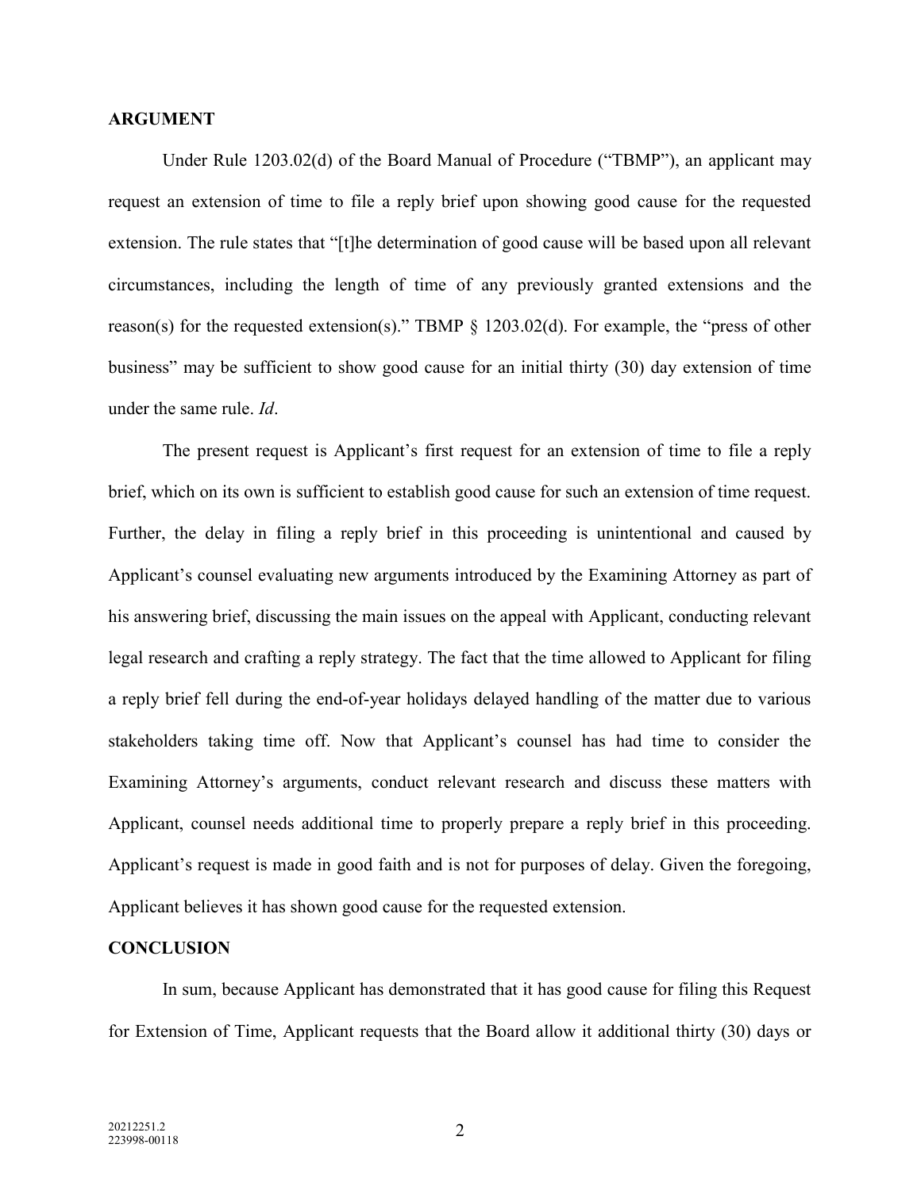**ARGUMENT**

Under Rule 1203.02(d) of the Board Manual of Procedure ("TBMP"), an applicant may request an extension of time to file a reply brief upon showing good cause for the requested extension. The rule states that "[t]he determination of good cause will be based upon all relevant circumstances, including the length of time of any previously granted extensions and the reason(s) for the requested extension(s)." TBMP § 1203.02(d). For example, the "press of other business" may be sufficient to show good cause for an initial thirty (30) day extension of time under the same rule. *Id*.

The present request is Applicant's first request for an extension of time to file a reply brief, which on its own is sufficient to establish good cause for such an extension of time request. Further, the delay in filing a reply brief in this proceeding is unintentional and caused by Applicant's counsel evaluating new arguments introduced by the Examining Attorney as part of his answering brief, discussing the main issues on the appeal with Applicant, conducting relevant legal research and crafting a reply strategy. The fact that the time allowed to Applicant for filing a reply brief fell during the end-of-year holidays delayed handling of the matter due to various stakeholders taking time off. Now that Applicant's counsel has had time to consider the Examining Attorney's arguments, conduct relevant research and discuss these matters with Applicant, counsel needs additional time to properly prepare a reply brief in this proceeding. Applicant's request is made in good faith and is not for purposes of delay. Given the foregoing, Applicant believes it has shown good cause for the requested extension.

**CONCLUSION**

In sum, because Applicant has demonstrated that it has good cause for filing this Request for Extension of Time, Applicant requests that the Board allow it additional thirty (30) days or

20212251.2
223998-00118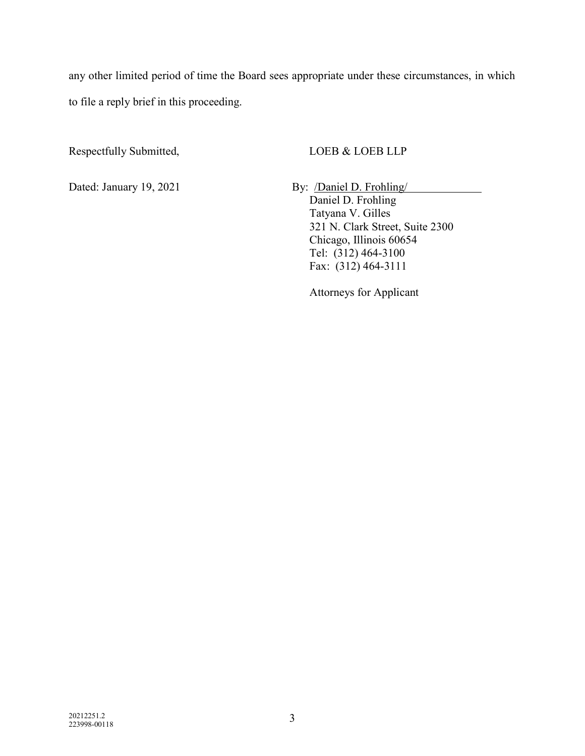any other limited period of time the Board sees appropriate under these circumstances, in which to file a reply brief in this proceeding.

Respectfully Submitted,

LOEB & LOEB LLP

Dated: January 19, 2021

By: /Daniel D. Frohling/
Daniel D. Frohling
Tatyana V. Gilles
321 N. Clark Street, Suite 2300
Chicago, Illinois 60654
Tel: (312) 464-3100
Fax: (312) 464-3111

Attorneys for Applicant

20212251.2
223998-00118